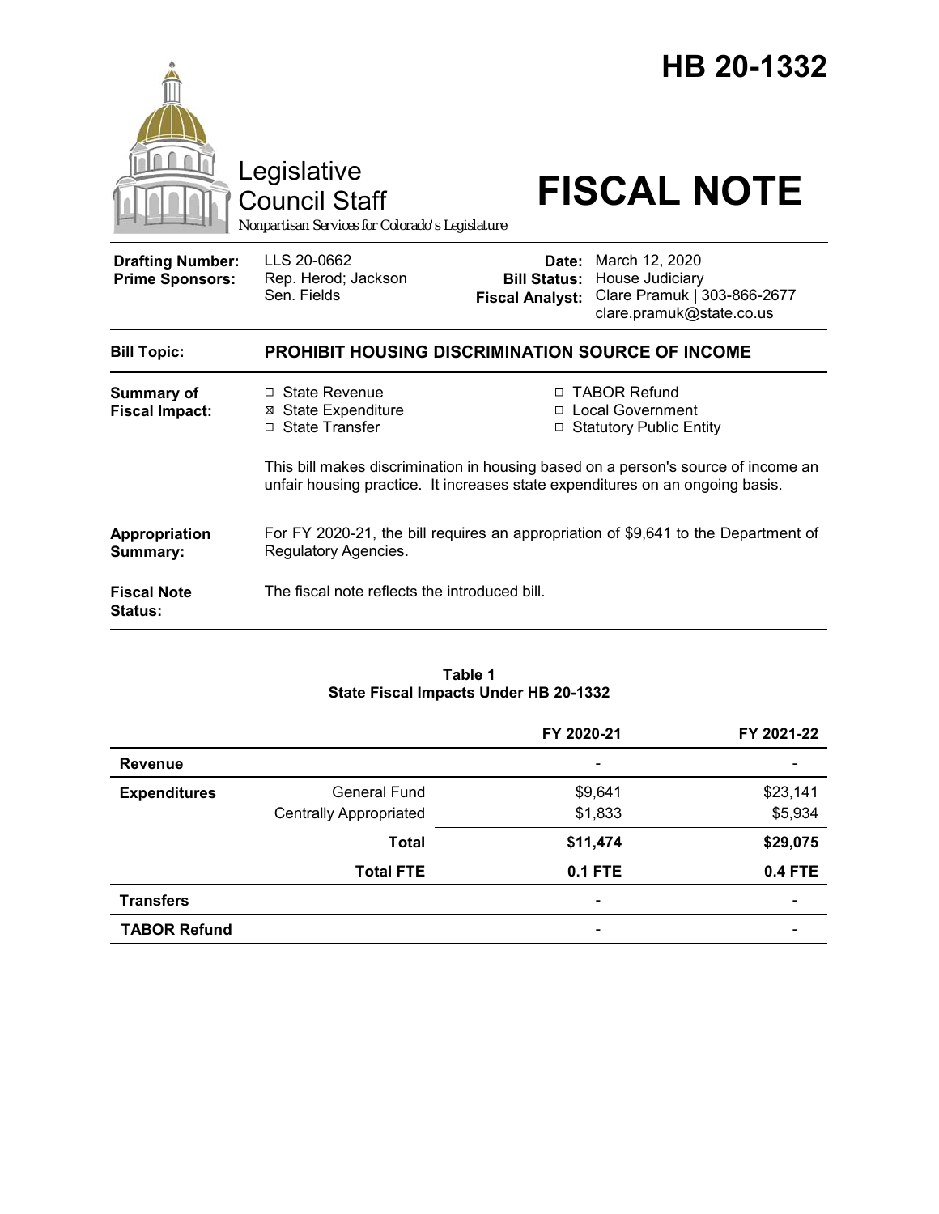# HB 20-1332

Legislative Council Staff

Nonpartisan Services for Colorado's Legislature

# FISCAL NOTE

| | | | |
|---|---|---|---|
| **Drafting Number:** | LLS 20-0662 | **Date:** | March 12, 2020 |
| **Prime Sponsors:** | Rep. Herod; Jackson<br>Sen. Fields | **Bill Status:** | House Judiciary |
| | | **Fiscal Analyst:** | Clare Pramuk \| 303-866-2677<br>clare.pramuk@state.co.us |

| | |
|---|---|
| **Bill Topic:** | **PROHIBIT HOUSING DISCRIMINATION SOURCE OF INCOME** |
| **Summary of Fiscal Impact:** | ☐ State Revenue ☒ State Expenditure ☐ State Transfer ☐ TABOR Refund ☐ Local Government ☐ Statutory Public Entity<br><br>This bill makes discrimination in housing based on a person's source of income an unfair housing practice. It increases state expenditures on an ongoing basis. |
| **Appropriation Summary:** | For FY 2020-21, the bill requires an appropriation of $9,641 to the Department of Regulatory Agencies. |
| **Fiscal Note Status:** | The fiscal note reflects the introduced bill. |

**Table 1**
**State Fiscal Impacts Under HB 20-1332**

| | | FY 2020-21 | FY 2021-22 |
|---|---|---|---|
| **Revenue** | | - | - |
| **Expenditures** | General Fund | $9,641 | $23,141 |
| | Centrally Appropriated | $1,833 | $5,934 |
| | **Total** | **$11,474** | **$29,075** |
| | **Total FTE** | **0.1 FTE** | **0.4 FTE** |
| **Transfers** | | - | - |
| **TABOR Refund** | | - | - |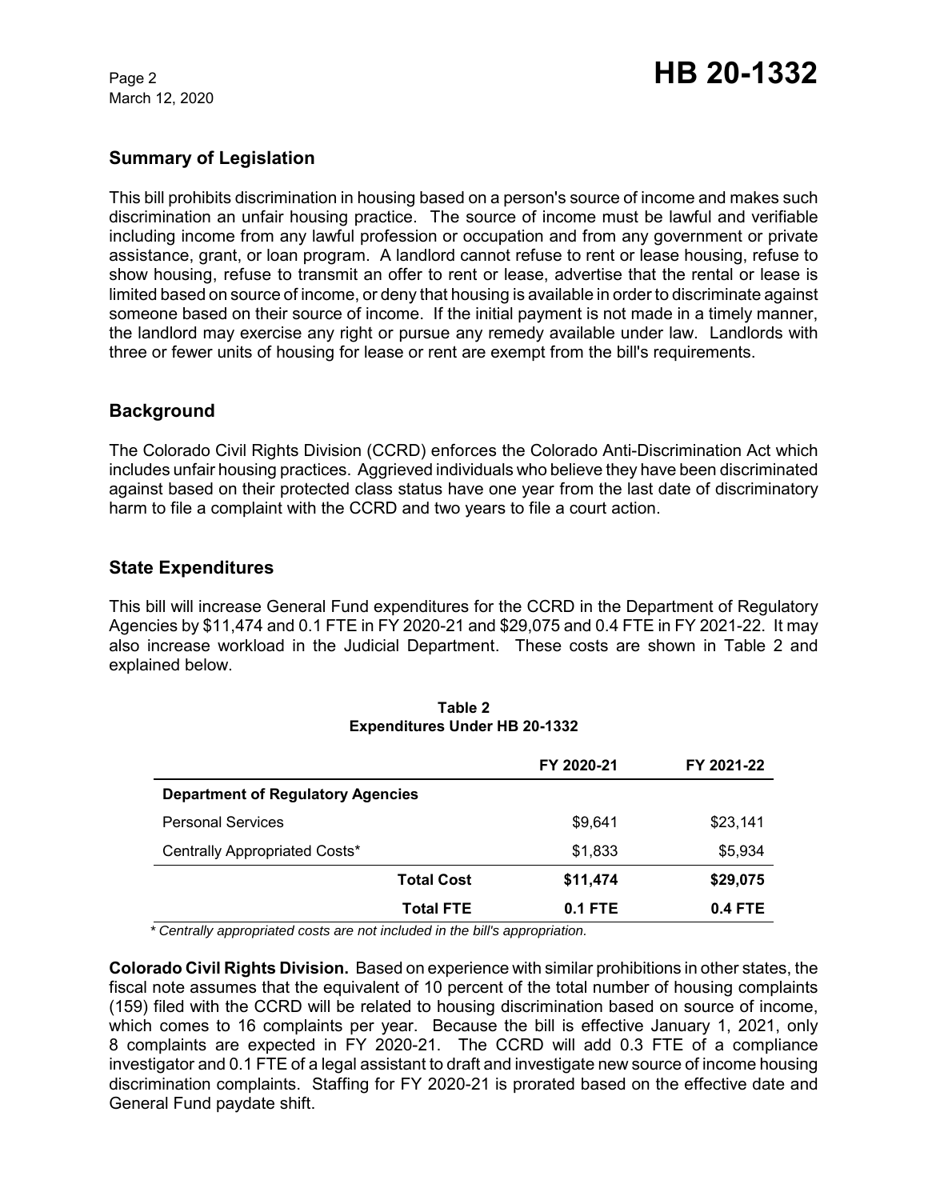## Summary of Legislation

This bill prohibits discrimination in housing based on a person's source of income and makes such discrimination an unfair housing practice. The source of income must be lawful and verifiable including income from any lawful profession or occupation and from any government or private assistance, grant, or loan program. A landlord cannot refuse to rent or lease housing, refuse to show housing, refuse to transmit an offer to rent or lease, advertise that the rental or lease is limited based on source of income, or deny that housing is available in order to discriminate against someone based on their source of income. If the initial payment is not made in a timely manner, the landlord may exercise any right or pursue any remedy available under law. Landlords with three or fewer units of housing for lease or rent are exempt from the bill's requirements.

## Background

The Colorado Civil Rights Division (CCRD) enforces the Colorado Anti-Discrimination Act which includes unfair housing practices. Aggrieved individuals who believe they have been discriminated against based on their protected class status have one year from the last date of discriminatory harm to file a complaint with the CCRD and two years to file a court action.

## State Expenditures

This bill will increase General Fund expenditures for the CCRD in the Department of Regulatory Agencies by $11,474 and 0.1 FTE in FY 2020-21 and $29,075 and 0.4 FTE in FY 2021-22. It may also increase workload in the Judicial Department. These costs are shown in Table 2 and explained below.

**Table 2**
**Expenditures Under HB 20-1332**

| | FY 2020-21 | FY 2021-22 |
|---|---|---|
| **Department of Regulatory Agencies** | | |
| Personal Services | $9,641 | $23,141 |
| Centrally Appropriated Costs* | $1,833 | $5,934 |
| **Total Cost** | **$11,474** | **$29,075** |
| **Total FTE** | **0.1 FTE** | **0.4 FTE** |

*\* Centrally appropriated costs are not included in the bill's appropriation.*

**Colorado Civil Rights Division.** Based on experience with similar prohibitions in other states, the fiscal note assumes that the equivalent of 10 percent of the total number of housing complaints (159) filed with the CCRD will be related to housing discrimination based on source of income, which comes to 16 complaints per year. Because the bill is effective January 1, 2021, only 8 complaints are expected in FY 2020-21. The CCRD will add 0.3 FTE of a compliance investigator and 0.1 FTE of a legal assistant to draft and investigate new source of income housing discrimination complaints. Staffing for FY 2020-21 is prorated based on the effective date and General Fund paydate shift.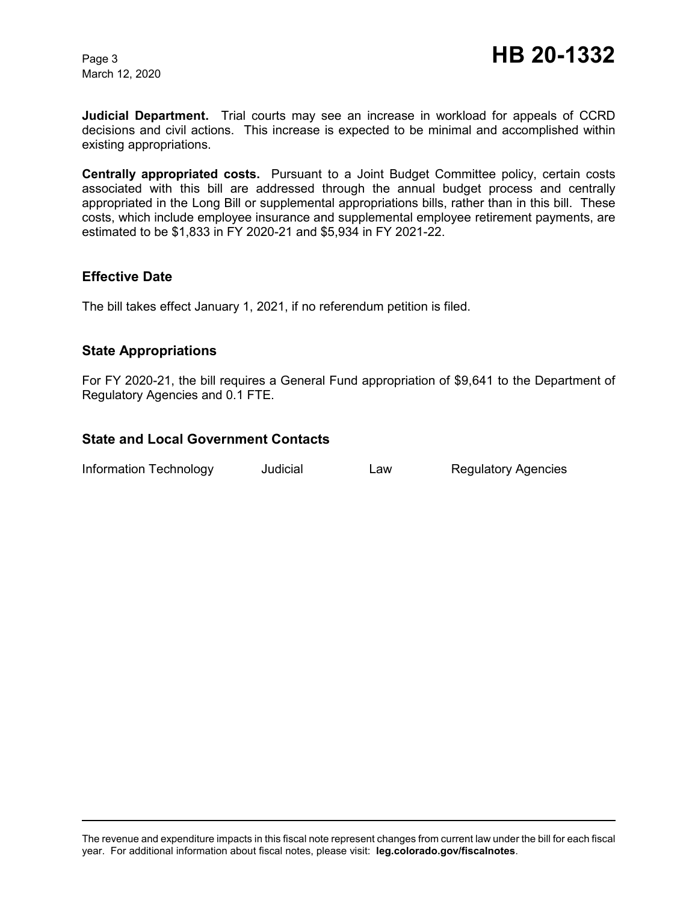**Judicial Department.** Trial courts may see an increase in workload for appeals of CCRD decisions and civil actions. This increase is expected to be minimal and accomplished within existing appropriations.

**Centrally appropriated costs.** Pursuant to a Joint Budget Committee policy, certain costs associated with this bill are addressed through the annual budget process and centrally appropriated in the Long Bill or supplemental appropriations bills, rather than in this bill. These costs, which include employee insurance and supplemental employee retirement payments, are estimated to be $1,833 in FY 2020-21 and $5,934 in FY 2021-22.

## Effective Date

The bill takes effect January 1, 2021, if no referendum petition is filed.

## State Appropriations

For FY 2020-21, the bill requires a General Fund appropriation of $9,641 to the Department of Regulatory Agencies and 0.1 FTE.

## State and Local Government Contacts

| | | | |
|---|---|---|---|
| Information Technology | Judicial | Law | Regulatory Agencies |

The revenue and expenditure impacts in this fiscal note represent changes from current law under the bill for each fiscal year. For additional information about fiscal notes, please visit: **leg.colorado.gov/fiscalnotes**.